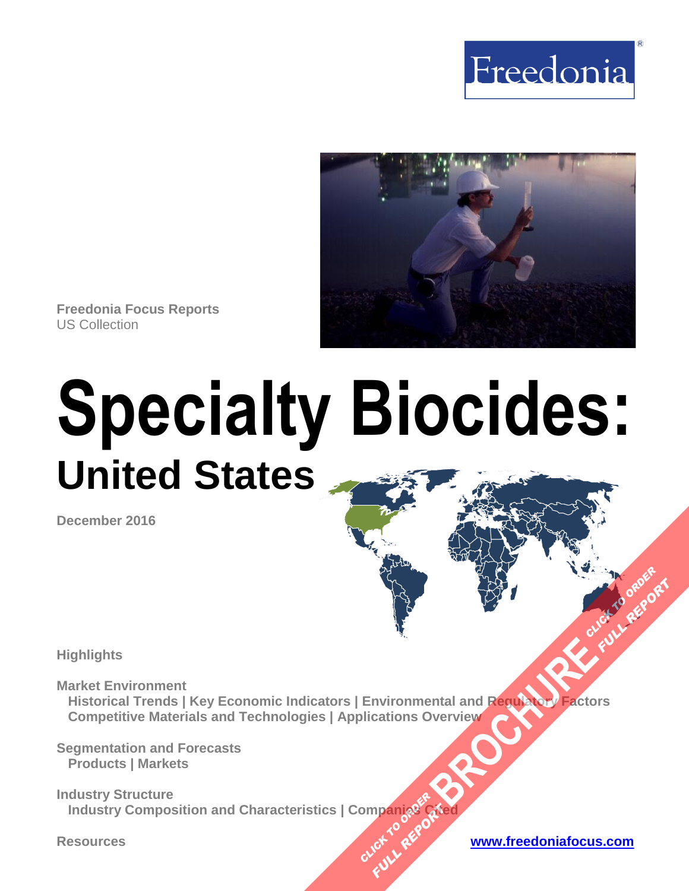Freedonia

**Freedonia Focus Reports**
US Collection

# Specialty Biocides:

## United States

**December 2016**

**Highlights**

**Market Environment**
**Historical Trends | Key Economic Indicators | Environmental and Regulatory Factors**
**Competitive Materials and Technologies | Applications Overview**

**Segmentation and Forecasts**
**Products | Markets**

**Industry Structure**
**Industry Composition and Characteristics | Companies Cited**

**Resources**

**www.freedoniafocus.com**

CLICK TO ORDER FULL REPORT BROCHURE CLICK TO ORDER FULL REPORT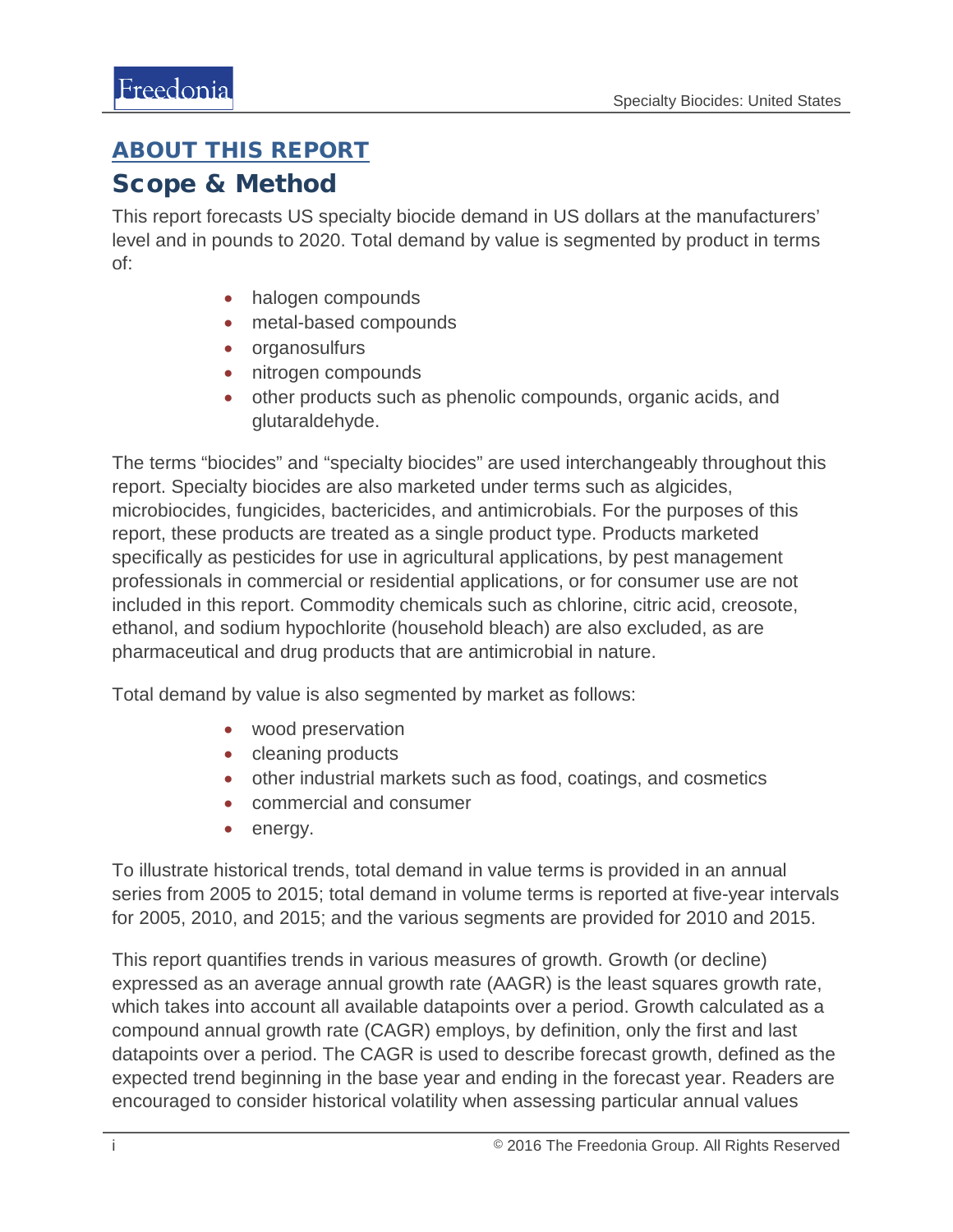## ABOUT THIS REPORT

# Scope & Method

This report forecasts US specialty biocide demand in US dollars at the manufacturers' level and in pounds to 2020. Total demand by value is segmented by product in terms of:

- halogen compounds
- metal-based compounds
- organosulfurs
- nitrogen compounds
- other products such as phenolic compounds, organic acids, and glutaraldehyde.

The terms "biocides" and "specialty biocides" are used interchangeably throughout this report. Specialty biocides are also marketed under terms such as algicides, microbiocides, fungicides, bactericides, and antimicrobials. For the purposes of this report, these products are treated as a single product type. Products marketed specifically as pesticides for use in agricultural applications, by pest management professionals in commercial or residential applications, or for consumer use are not included in this report. Commodity chemicals such as chlorine, citric acid, creosote, ethanol, and sodium hypochlorite (household bleach) are also excluded, as are pharmaceutical and drug products that are antimicrobial in nature.

Total demand by value is also segmented by market as follows:

- wood preservation
- cleaning products
- other industrial markets such as food, coatings, and cosmetics
- commercial and consumer
- energy.

To illustrate historical trends, total demand in value terms is provided in an annual series from 2005 to 2015; total demand in volume terms is reported at five-year intervals for 2005, 2010, and 2015; and the various segments are provided for 2010 and 2015.

This report quantifies trends in various measures of growth. Growth (or decline) expressed as an average annual growth rate (AAGR) is the least squares growth rate, which takes into account all available datapoints over a period. Growth calculated as a compound annual growth rate (CAGR) employs, by definition, only the first and last datapoints over a period. The CAGR is used to describe forecast growth, defined as the expected trend beginning in the base year and ending in the forecast year. Readers are encouraged to consider historical volatility when assessing particular annual values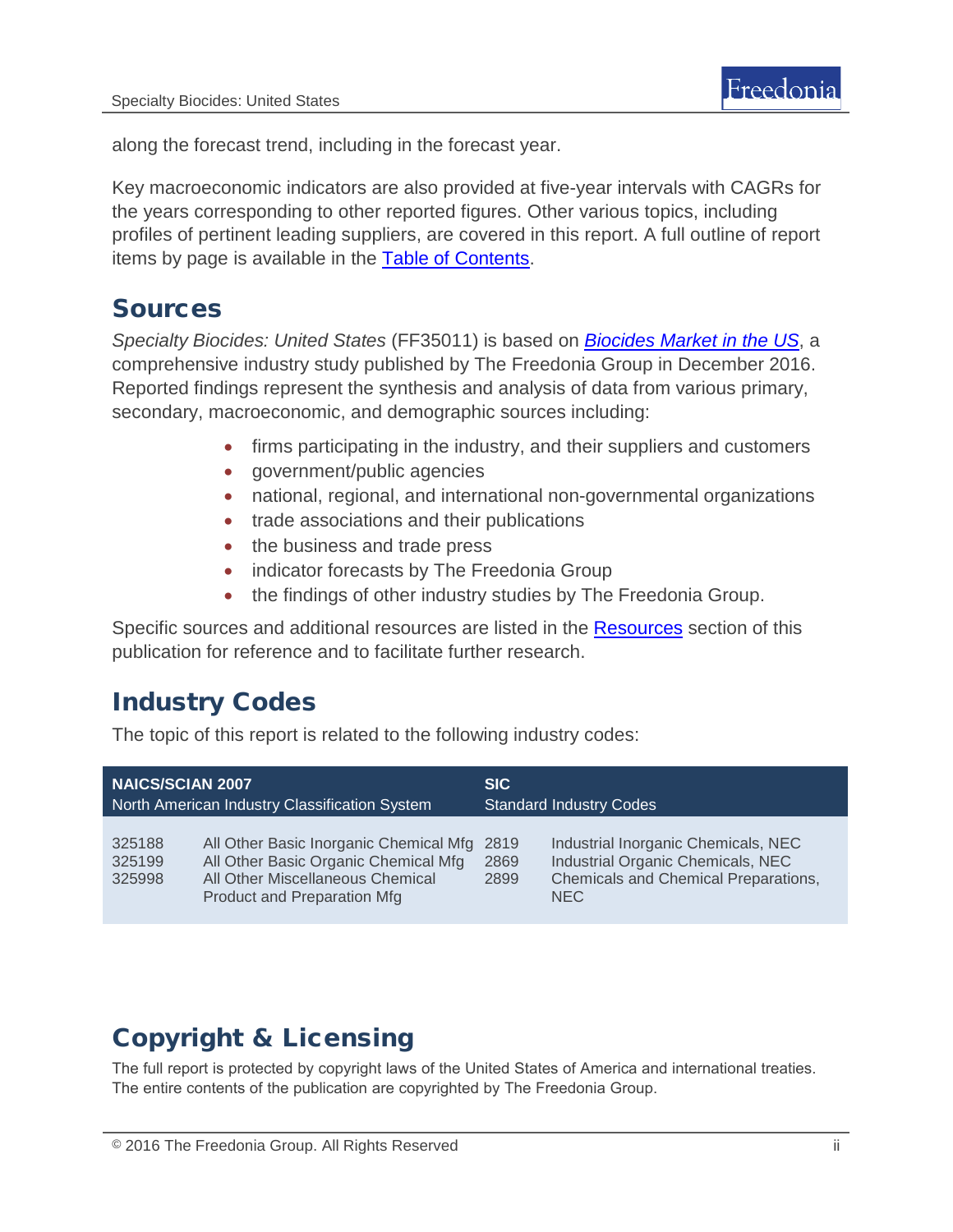along the forecast trend, including in the forecast year.

Key macroeconomic indicators are also provided at five-year intervals with CAGRs for the years corresponding to other reported figures. Other various topics, including profiles of pertinent leading suppliers, are covered in this report. A full outline of report items by page is available in the Table of Contents.

## Sources

*Specialty Biocides: United States* (FF35011) is based on ***Biocides Market in the US***, a comprehensive industry study published by The Freedonia Group in December 2016. Reported findings represent the synthesis and analysis of data from various primary, secondary, macroeconomic, and demographic sources including:

- firms participating in the industry, and their suppliers and customers
- government/public agencies
- national, regional, and international non-governmental organizations
- trade associations and their publications
- the business and trade press
- indicator forecasts by The Freedonia Group
- the findings of other industry studies by The Freedonia Group.

Specific sources and additional resources are listed in the Resources section of this publication for reference and to facilitate further research.

## Industry Codes

The topic of this report is related to the following industry codes:

| **NAICS/SCIAN 2007** North American Industry Classification System | | **SIC** Standard Industry Codes | |
|---|---|---|---|
| 325188 | All Other Basic Inorganic Chemical Mfg | 2819 | Industrial Inorganic Chemicals, NEC |
| 325199 | All Other Basic Organic Chemical Mfg | 2869 | Industrial Organic Chemicals, NEC |
| 325998 | All Other Miscellaneous Chemical Product and Preparation Mfg | 2899 | Chemicals and Chemical Preparations, NEC |

## Copyright & Licensing

The full report is protected by copyright laws of the United States of America and international treaties. The entire contents of the publication are copyrighted by The Freedonia Group.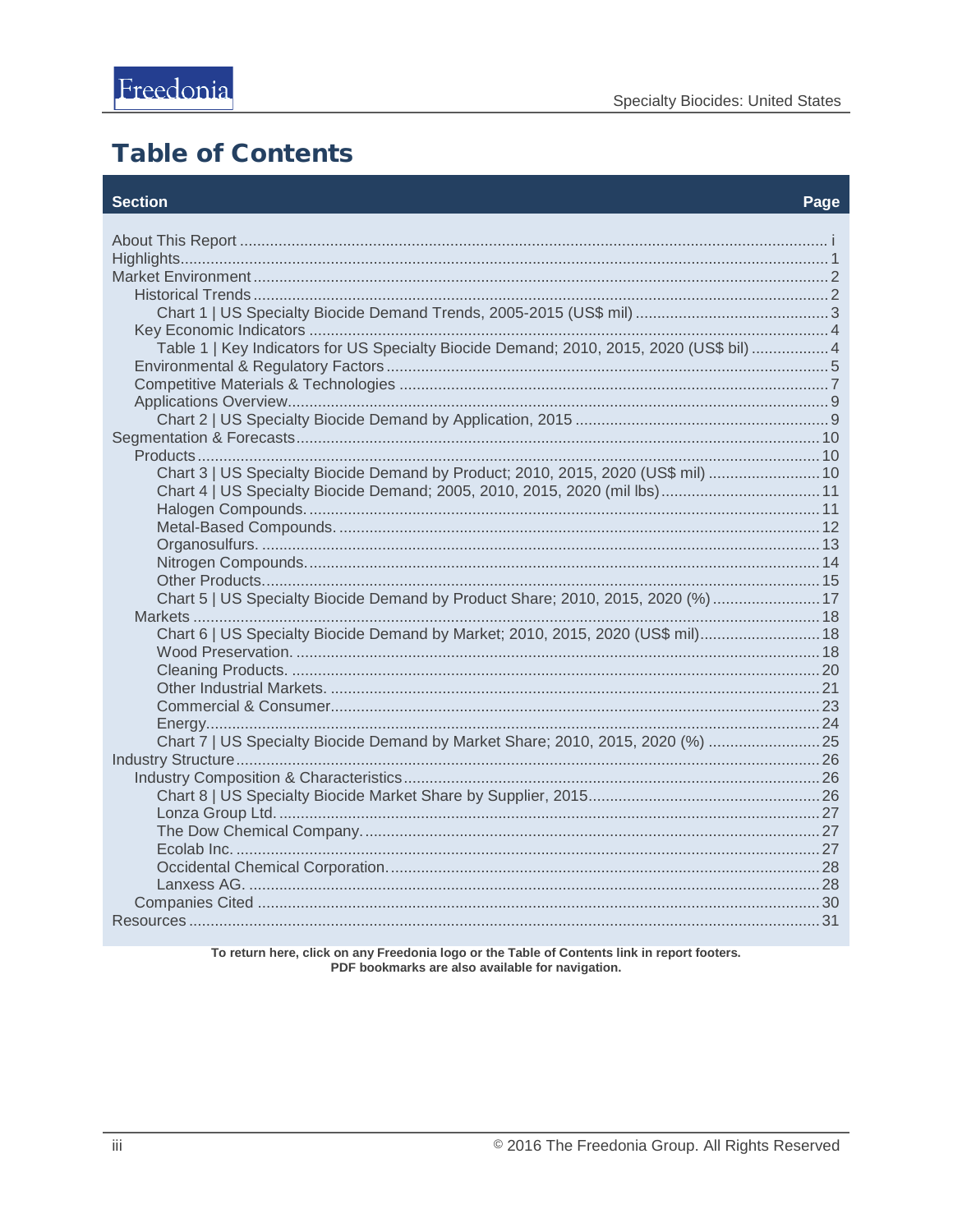# Table of Contents

| Section | Page |
|---|---|
| About This Report | i |
| Highlights | 1 |
| Market Environment | 2 |
| Historical Trends | 2 |
| Chart 1 \| US Specialty Biocide Demand Trends, 2005-2015 (US$ mil) | 3 |
| Key Economic Indicators | 4 |
| Table 1 \| Key Indicators for US Specialty Biocide Demand; 2010, 2015, 2020 (US$ bil) | 4 |
| Environmental & Regulatory Factors | 5 |
| Competitive Materials & Technologies | 7 |
| Applications Overview | 9 |
| Chart 2 \| US Specialty Biocide Demand by Application, 2015 | 9 |
| Segmentation & Forecasts | 10 |
| Products | 10 |
| Chart 3 \| US Specialty Biocide Demand by Product; 2010, 2015, 2020 (US$ mil) | 10 |
| Chart 4 \| US Specialty Biocide Demand; 2005, 2010, 2015, 2020 (mil lbs) | 11 |
| Halogen Compounds. | 11 |
| Metal-Based Compounds. | 12 |
| Organosulfurs. | 13 |
| Nitrogen Compounds. | 14 |
| Other Products. | 15 |
| Chart 5 \| US Specialty Biocide Demand by Product Share; 2010, 2015, 2020 (%) | 17 |
| Markets | 18 |
| Chart 6 \| US Specialty Biocide Demand by Market; 2010, 2015, 2020 (US$ mil) | 18 |
| Wood Preservation. | 18 |
| Cleaning Products. | 20 |
| Other Industrial Markets. | 21 |
| Commercial & Consumer | 23 |
| Energy | 24 |
| Chart 7 \| US Specialty Biocide Demand by Market Share; 2010, 2015, 2020 (%) | 25 |
| Industry Structure | 26 |
| Industry Composition & Characteristics | 26 |
| Chart 8 \| US Specialty Biocide Market Share by Supplier, 2015 | 26 |
| Lonza Group Ltd. | 27 |
| The Dow Chemical Company. | 27 |
| Ecolab Inc. | 27 |
| Occidental Chemical Corporation. | 28 |
| Lanxess AG. | 28 |
| Companies Cited | 30 |
| Resources | 31 |

**To return here, click on any Freedonia logo or the Table of Contents link in report footers.**
**PDF bookmarks are also available for navigation.**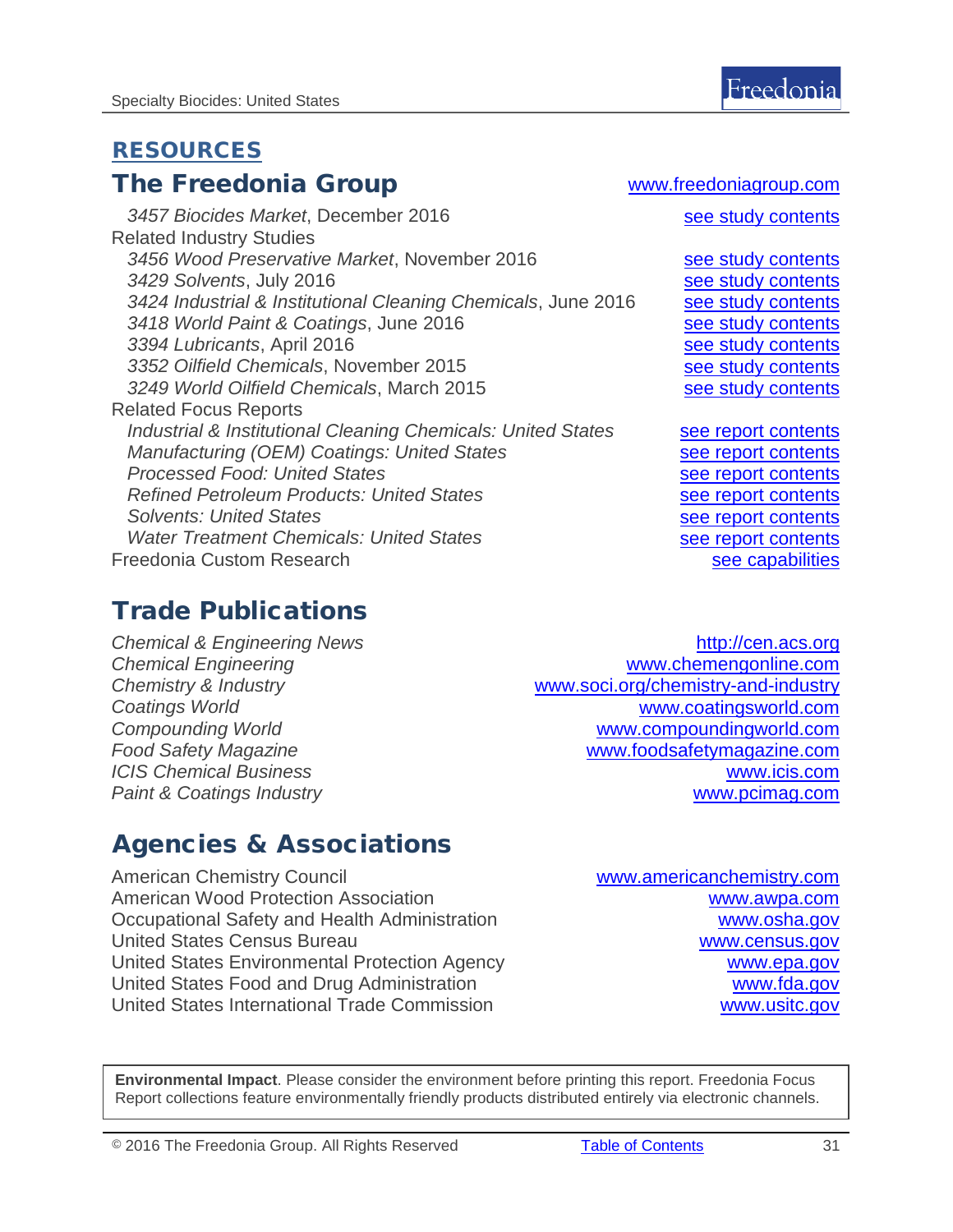## RESOURCES

## The Freedonia Group

www.freedoniagroup.com

*3457 Biocides Market*, December 2016 — see study contents

Related Industry Studies

- *3456 Wood Preservative Market*, November 2016 — see study contents
- *3429 Solvents*, July 2016 — see study contents
- *3424 Industrial & Institutional Cleaning Chemicals*, June 2016 — see study contents
- *3418 World Paint & Coatings*, June 2016 — see study contents
- *3394 Lubricants*, April 2016 — see study contents
- *3352 Oilfield Chemicals*, November 2015 — see study contents
- *3249 World Oilfield Chemicals*, March 2015 — see study contents

Related Focus Reports

- *Industrial & Institutional Cleaning Chemicals: United States* — see report contents
- *Manufacturing (OEM) Coatings: United States* — see report contents
- *Processed Food: United States* — see report contents
- *Refined Petroleum Products: United States* — see report contents
- *Solvents: United States* — see report contents
- *Water Treatment Chemicals: United States* — see report contents

Freedonia Custom Research — see capabilities

## Trade Publications

| | |
|---|---|
| *Chemical & Engineering News* | http://cen.acs.org |
| *Chemical Engineering* | www.chemengonline.com |
| *Chemistry & Industry* | www.soci.org/chemistry-and-industry |
| *Coatings World* | www.coatingsworld.com |
| *Compounding World* | www.compoundingworld.com |
| *Food Safety Magazine* | www.foodsafetymagazine.com |
| *ICIS Chemical Business* | www.icis.com |
| *Paint & Coatings Industry* | www.pcimag.com |

## Agencies & Associations

| | |
|---|---|
| American Chemistry Council | www.americanchemistry.com |
| American Wood Protection Association | www.awpa.com |
| Occupational Safety and Health Administration | www.osha.gov |
| United States Census Bureau | www.census.gov |
| United States Environmental Protection Agency | www.epa.gov |
| United States Food and Drug Administration | www.fda.gov |
| United States International Trade Commission | www.usitc.gov |

**Environmental Impact**. Please consider the environment before printing this report. Freedonia Focus Report collections feature environmentally friendly products distributed entirely via electronic channels.